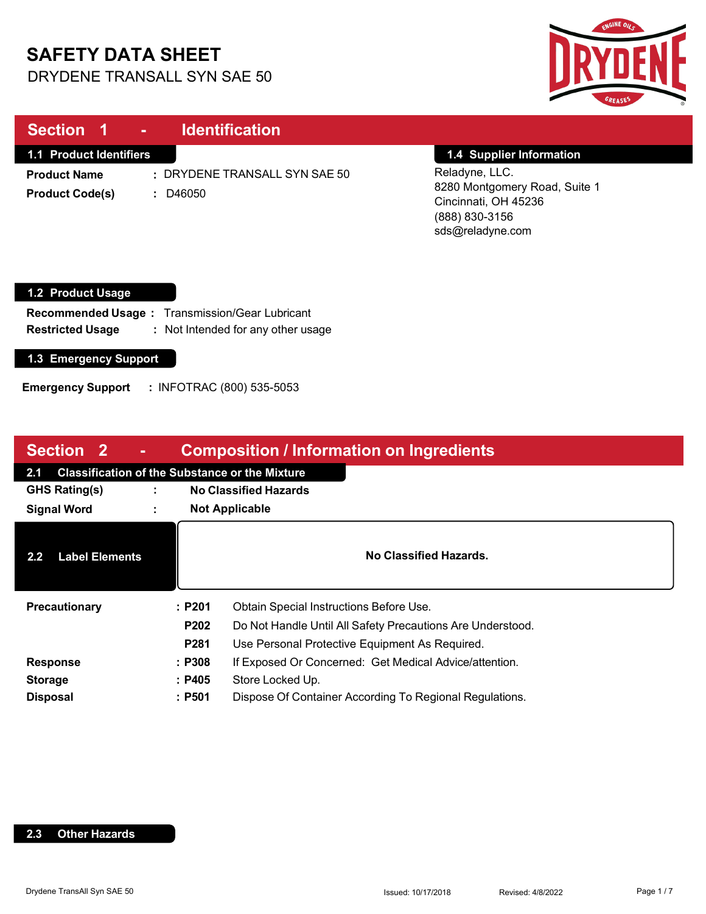# SAFETY DATA SHEET

DRYDENE TRANSALL SYN SAE 50

## Section 1 - Identification

### 1.1 Product Identifiers

**Product Name** : DRYDENE TRANSALL SYN SAE 50

**Product Code(s)** : D46050

### 1.4 Supplier Information

Reladyne, LLC.
8280 Montgomery Road, Suite 1
Cincinnati, OH 45236
(888) 830-3156
sds@reladyne.com

### 1.2 Product Usage

**Recommended Usage** : Transmission/Gear Lubricant

**Restricted Usage** : Not Intended for any other usage

### 1.3 Emergency Support

**Emergency Support** : INFOTRAC (800) 535-5053

## Section 2 - Composition / Information on Ingredients

### 2.1 Classification of the Substance or the Mixture

**GHS Rating(s)** : **No Classified Hazards**

**Signal Word** : **Not Applicable**

### 2.2 Label Elements

**No Classified Hazards.**

| | | |
|---|---|---|
| **Precautionary** | **P201** | Obtain Special Instructions Before Use. |
| | **P202** | Do Not Handle Until All Safety Precautions Are Understood. |
| | **P281** | Use Personal Protective Equipment As Required. |
| **Response** | **P308** | If Exposed Or Concerned: Get Medical Advice/attention. |
| **Storage** | **P405** | Store Locked Up. |
| **Disposal** | **P501** | Dispose Of Container According To Regional Regulations. |

### 2.3 Other Hazards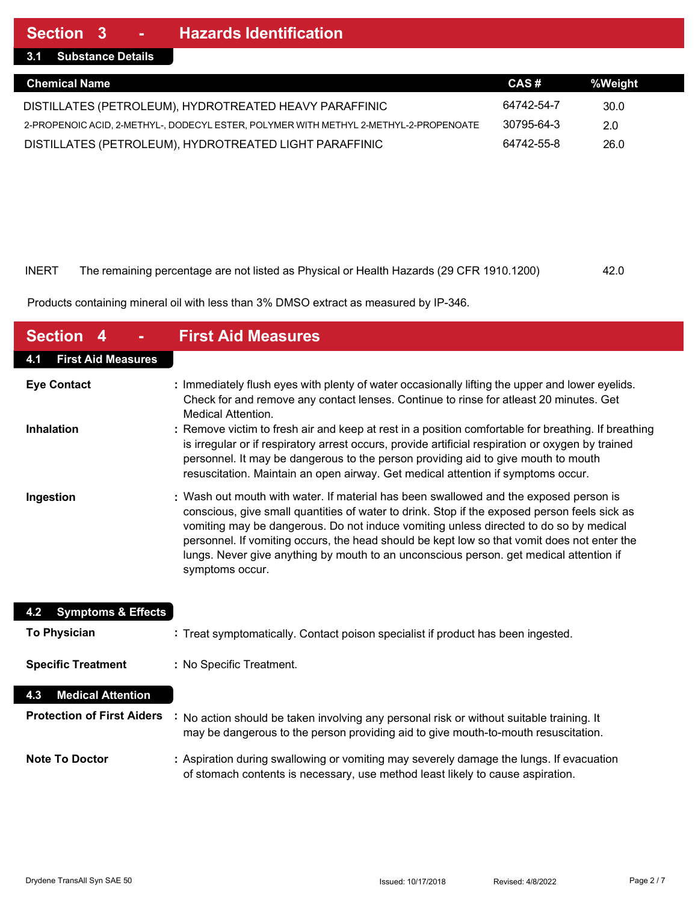## Section 3 - Hazards Identification

### 3.1 Substance Details

| Chemical Name | CAS # | %Weight |
| --- | --- | --- |
| DISTILLATES (PETROLEUM), HYDROTREATED HEAVY PARAFFINIC | 64742-54-7 | 30.0 |
| 2-PROPENOIC ACID, 2-METHYL-, DODECYL ESTER, POLYMER WITH METHYL 2-METHYL-2-PROPENOATE | 30795-64-3 | 2.0 |
| DISTILLATES (PETROLEUM), HYDROTREATED LIGHT PARAFFINIC | 64742-55-8 | 26.0 |
| INERT The remaining percentage are not listed as Physical or Health Hazards (29 CFR 1910.1200) | | 42.0 |

Products containing mineral oil with less than 3% DMSO extract as measured by IP-346.

## Section 4 - First Aid Measures

### 4.1 First Aid Measures

**Eye Contact** : Immediately flush eyes with plenty of water occasionally lifting the upper and lower eyelids. Check for and remove any contact lenses. Continue to rinse for atleast 20 minutes. Get Medical Attention.

**Inhalation** : Remove victim to fresh air and keep at rest in a position comfortable for breathing. If breathing is irregular or if respiratory arrest occurs, provide artificial respiration or oxygen by trained personnel. It may be dangerous to the person providing aid to give mouth to mouth resuscitation. Maintain an open airway. Get medical attention if symptoms occur.

**Ingestion** : Wash out mouth with water. If material has been swallowed and the exposed person is conscious, give small quantities of water to drink. Stop if the exposed person feels sick as vomiting may be dangerous. Do not induce vomiting unless directed to do so by medical personnel. If vomiting occurs, the head should be kept low so that vomit does not enter the lungs. Never give anything by mouth to an unconscious person. get medical attention if symptoms occur.

### 4.2 Symptoms & Effects

**To Physician** : Treat symptomatically. Contact poison specialist if product has been ingested.

**Specific Treatment** : No Specific Treatment.

### 4.3 Medical Attention

**Protection of First Aiders** : No action should be taken involving any personal risk or without suitable training. It may be dangerous to the person providing aid to give mouth-to-mouth resuscitation.

**Note To Doctor** : Aspiration during swallowing or vomiting may severely damage the lungs. If evacuation of stomach contents is necessary, use method least likely to cause aspiration.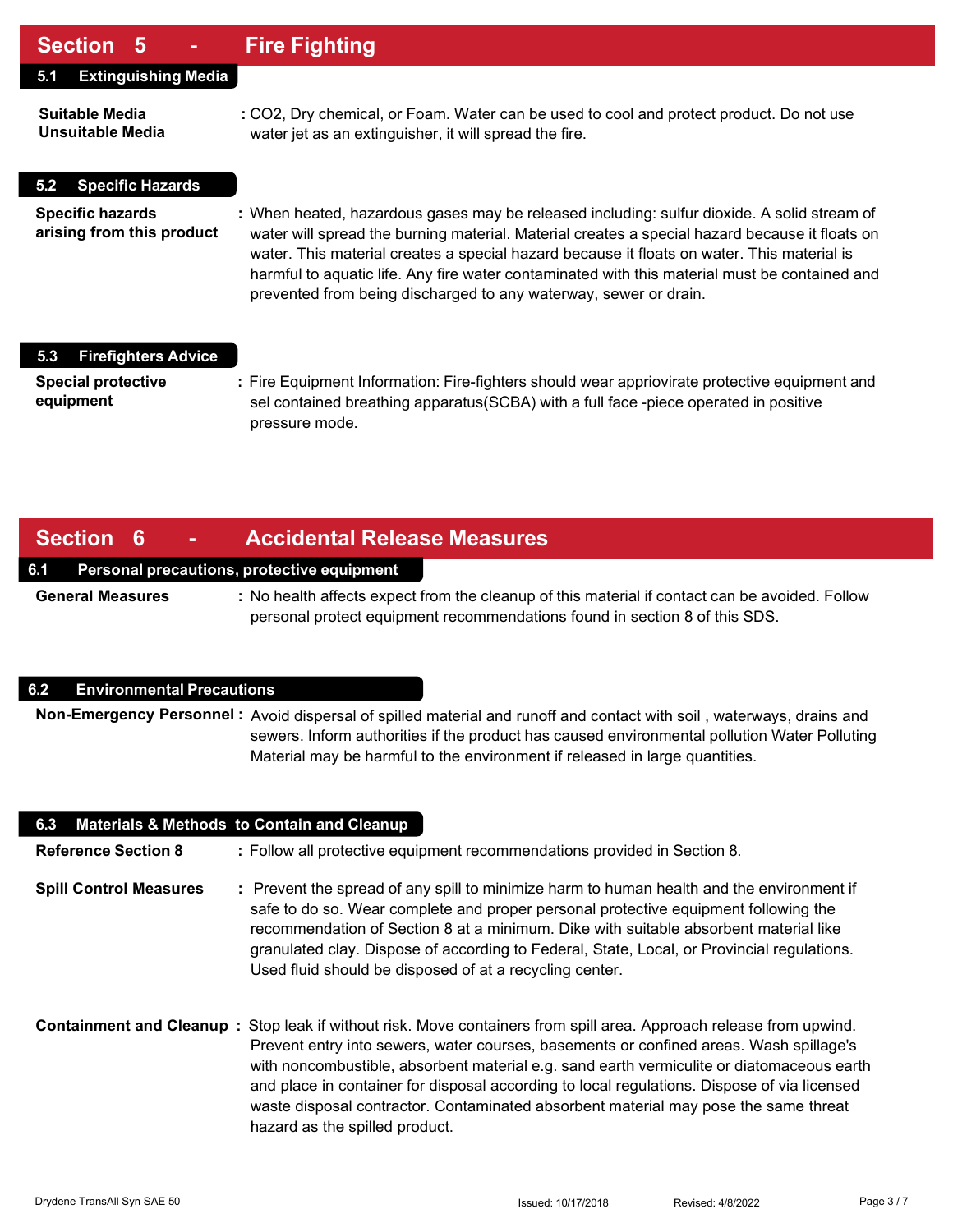## Section 5 - Fire Fighting

### 5.1 Extinguishing Media

**Suitable Media**
**Unsuitable Media**
: $CO_2$, Dry chemical, or Foam. Water can be used to cool and protect product. Do not use water jet as an extinguisher, it will spread the fire.

### 5.2 Specific Hazards

**Specific hazards arising from this product** : When heated, hazardous gases may be released including: sulfur dioxide. A solid stream of water will spread the burning material. Material creates a special hazard because it floats on water. This material creates a special hazard because it floats on water. This material is harmful to aquatic life. Any fire water contaminated with this material must be contained and prevented from being discharged to any waterway, sewer or drain.

### 5.3 Firefighters Advice

**Special protective equipment** : Fire Equipment Information: Fire-fighters should wear appriovirate protective equipment and sel contained breathing apparatus(SCBA) with a full face -piece operated in positive pressure mode.

## Section 6 - Accidental Release Measures

### 6.1 Personal precautions, protective equipment

**General Measures** : No health affects expect from the cleanup of this material if contact can be avoided. Follow personal protect equipment recommendations found in section 8 of this SDS.

### 6.2 Environmental Precautions

**Non-Emergency Personnel** : Avoid dispersal of spilled material and runoff and contact with soil , waterways, drains and sewers. Inform authorities if the product has caused environmental pollution Water Polluting Material may be harmful to the environment if released in large quantities.

### 6.3 Materials & Methods to Contain and Cleanup

**Reference Section 8** : Follow all protective equipment recommendations provided in Section 8.

**Spill Control Measures** : Prevent the spread of any spill to minimize harm to human health and the environment if safe to do so. Wear complete and proper personal protective equipment following the recommendation of Section 8 at a minimum. Dike with suitable absorbent material like granulated clay. Dispose of according to Federal, State, Local, or Provincial regulations. Used fluid should be disposed of at a recycling center.

**Containment and Cleanup** : Stop leak if without risk. Move containers from spill area. Approach release from upwind. Prevent entry into sewers, water courses, basements or confined areas. Wash spillage's with noncombustible, absorbent material e.g. sand earth vermiculite or diatomaceous earth and place in container for disposal according to local regulations. Dispose of via licensed waste disposal contractor. Contaminated absorbent material may pose the same threat hazard as the spilled product.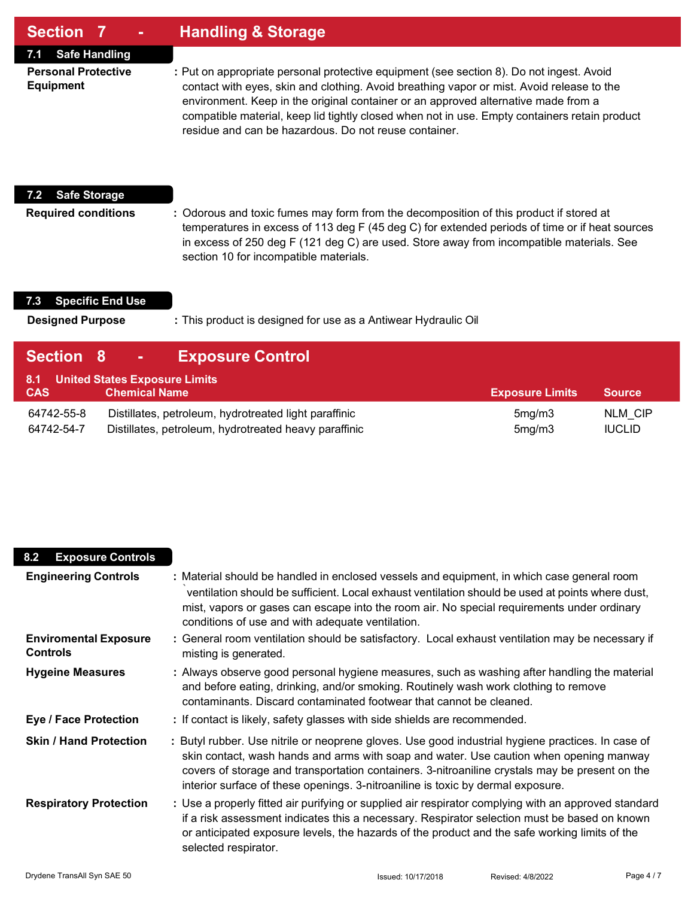## Section 7 - Handling & Storage

### 7.1 Safe Handling

**Personal Protective Equipment** : Put on appropriate personal protective equipment (see section 8). Do not ingest. Avoid contact with eyes, skin and clothing. Avoid breathing vapor or mist. Avoid release to the environment. Keep in the original container or an approved alternative made from a compatible material, keep lid tightly closed when not in use. Empty containers retain product residue and can be hazardous. Do not reuse container.

### 7.2 Safe Storage

**Required conditions** : Odorous and toxic fumes may form from the decomposition of this product if stored at temperatures in excess of 113 deg F (45 deg C) for extended periods of time or if heat sources in excess of 250 deg F (121 deg C) are used. Store away from incompatible materials. See section 10 for incompatible materials.

### 7.3 Specific End Use

**Designed Purpose** : This product is designed for use as a Antiwear Hydraulic Oil

## Section 8 - Exposure Control

### 8.1 United States Exposure Limits

| CAS | Chemical Name | Exposure Limits | Source |
|---|---|---|---|
| 64742-55-8 | Distillates, petroleum, hydrotreated light paraffinic | 5mg/m3 | NLM_CIP |
| 64742-54-7 | Distillates, petroleum, hydrotreated heavy paraffinic | 5mg/m3 | IUCLID |

### 8.2 Exposure Controls

**Engineering Controls** : Material should be handled in enclosed vessels and equipment, in which case general room `ventilation should be sufficient. Local exhaust ventilation should be used at points where dust, mist, vapors or gases can escape into the room air. No special requirements under ordinary conditions of use and with adequate ventilation.

**Enviromental Exposure Controls** : General room ventilation should be satisfactory. Local exhaust ventilation may be necessary if misting is generated.

**Hygeine Measures** : Always observe good personal hygiene measures, such as washing after handling the material and before eating, drinking, and/or smoking. Routinely wash work clothing to remove contaminants. Discard contaminated footwear that cannot be cleaned.

**Eye / Face Protection** : If contact is likely, safety glasses with side shields are recommended.

**Skin / Hand Protection** : Butyl rubber. Use nitrile or neoprene gloves. Use good industrial hygiene practices. In case of skin contact, wash hands and arms with soap and water. Use caution when opening manway covers of storage and transportation containers. 3-nitroaniline crystals may be present on the interior surface of these openings. 3-nitroaniline is toxic by dermal exposure.

**Respiratory Protection** : Use a properly fitted air purifying or supplied air respirator complying with an approved standard if a risk assessment indicates this a necessary. Respirator selection must be based on known or anticipated exposure levels, the hazards of the product and the safe working limits of the selected respirator.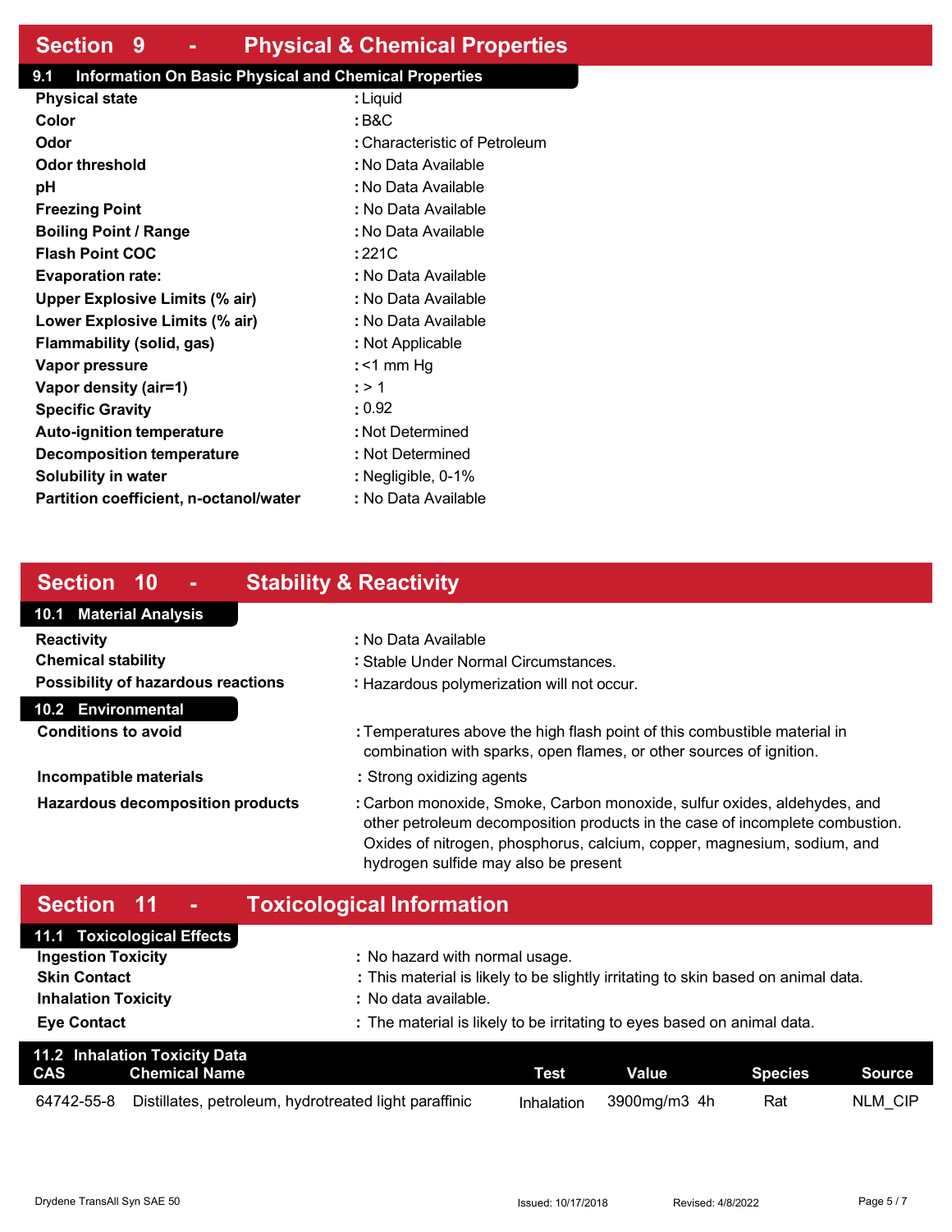# Section 9 - Physical & Chemical Properties

## 9.1 Information On Basic Physical and Chemical Properties

| | |
|---|---|
| **Physical state** | : Liquid |
| **Color** | : B&C |
| **Odor** | : Characteristic of Petroleum |
| **Odor threshold** | : No Data Available |
| **pH** | : No Data Available |
| **Freezing Point** | : No Data Available |
| **Boiling Point / Range** | : No Data Available |
| **Flash Point COC** | : 221C |
| **Evaporation rate:** | : No Data Available |
| **Upper Explosive Limits (% air)** | : No Data Available |
| **Lower Explosive Limits (% air)** | : No Data Available |
| **Flammability (solid, gas)** | : Not Applicable |
| **Vapor pressure** | : <1 mm Hg |
| **Vapor density (air=1)** | : > 1 |
| **Specific Gravity** | : 0.92 |
| **Auto-ignition temperature** | : Not Determined |
| **Decomposition temperature** | : Not Determined |
| **Solubility in water** | : Negligible, 0-1% |
| **Partition coefficient, n-octanol/water** | : No Data Available |

# Section 10 - Stability & Reactivity

## 10.1 Material Analysis

| | |
|---|---|
| **Reactivity** | : No Data Available |
| **Chemical stability** | : Stable Under Normal Circumstances. |
| **Possibility of hazardous reactions** | : Hazardous polymerization will not occur. |

## 10.2 Environmental

| | |
|---|---|
| **Conditions to avoid** | : Temperatures above the high flash point of this combustible material in combination with sparks, open flames, or other sources of ignition. |
| **Incompatible materials** | : Strong oxidizing agents |
| **Hazardous decomposition products** | : Carbon monoxide, Smoke, Carbon monoxide, sulfur oxides, aldehydes, and other petroleum decomposition products in the case of incomplete combustion. Oxides of nitrogen, phosphorus, calcium, copper, magnesium, sodium, and hydrogen sulfide may also be present |

# Section 11 - Toxicological Information

## 11.1 Toxicological Effects

| | |
|---|---|
| **Ingestion Toxicity** | : No hazard with normal usage. |
| **Skin Contact** | : This material is likely to be slightly irritating to skin based on animal data. |
| **Inhalation Toxicity** | : No data available. |
| **Eye Contact** | : The material is likely to be irritating to eyes based on animal data. |

## 11.2 Inhalation Toxicity Data

| CAS | Chemical Name | Test | Value | Species | Source |
|---|---|---|---|---|---|
| 64742-55-8 | Distillates, petroleum, hydrotreated light paraffinic | Inhalation | 3900mg/m3 4h | Rat | NLM_CIP |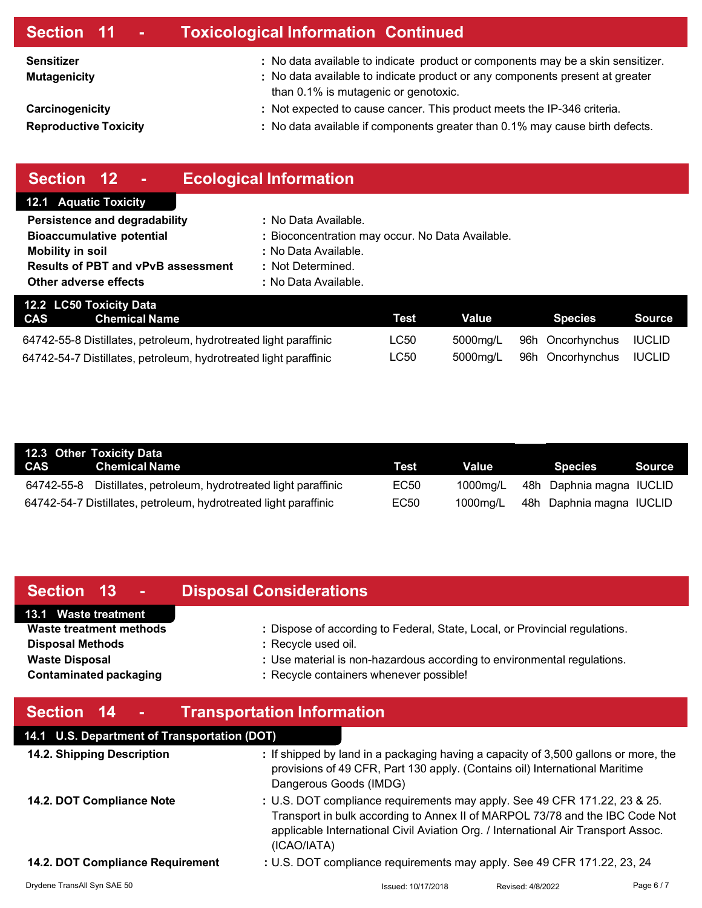## Section 11 - Toxicological Information Continued

**Sensitizer** : No data available to indicate product or components may be a skin sensitizer.

**Mutagenicity** : No data available to indicate product or any components present at greater than 0.1% is mutagenic or genotoxic.

**Carcinogenicity** : Not expected to cause cancer. This product meets the IP-346 criteria.

**Reproductive Toxicity** : No data available if components greater than 0.1% may cause birth defects.

## Section 12 - Ecological Information

### 12.1 Aquatic Toxicity

**Persistence and degradability** : No Data Available.

**Bioaccumulative potential** : Bioconcentration may occur. No Data Available.

**Mobility in soil** : No Data Available.

**Results of PBT and vPvB assessment** : Not Determined.

**Other adverse effects** : No Data Available.

### 12.2 LC50 Toxicity Data

| CAS | Chemical Name | Test | Value | | Species | Source |
|---|---|---|---|---|---|---|
| 64742-55-8 | Distillates, petroleum, hydrotreated light paraffinic | LC50 | 5000mg/L | 96h | Oncorhynchus | IUCLID |
| 64742-54-7 | Distillates, petroleum, hydrotreated light paraffinic | LC50 | 5000mg/L | 96h | Oncorhynchus | IUCLID |

### 12.3 Other Toxicity Data

| CAS | Chemical Name | Test | Value | | Species | Source |
|---|---|---|---|---|---|---|
| 64742-55-8 | Distillates, petroleum, hydrotreated light paraffinic | EC50 | 1000mg/L | 48h | Daphnia magna | IUCLID |
| 64742-54-7 | Distillates, petroleum, hydrotreated light paraffinic | EC50 | 1000mg/L | 48h | Daphnia magna | IUCLID |

## Section 13 - Disposal Considerations

### 13.1 Waste treatment

**Waste treatment methods** : Dispose of according to Federal, State, Local, or Provincial regulations.

**Disposal Methods** : Recycle used oil.

**Waste Disposal** : Use material is non-hazardous according to environmental regulations.

**Contaminated packaging** : Recycle containers whenever possible!

## Section 14 - Transportation Information

### 14.1 U.S. Department of Transportation (DOT)

**14.2. Shipping Description** : If shipped by land in a packaging having a capacity of 3,500 gallons or more, the provisions of 49 CFR, Part 130 apply. (Contains oil) International Maritime Dangerous Goods (IMDG)

**14.2. DOT Compliance Note** : U.S. DOT compliance requirements may apply. See 49 CFR 171.22, 23 & 25. Transport in bulk according to Annex II of MARPOL 73/78 and the IBC Code Not applicable International Civil Aviation Org. / International Air Transport Assoc. (ICAO/IATA)

**14.2. DOT Compliance Requirement** : U.S. DOT compliance requirements may apply. See 49 CFR 171.22, 23, 24

Drydene TransAll Syn SAE 50 Issued: 10/17/2018 Revised: 4/8/2022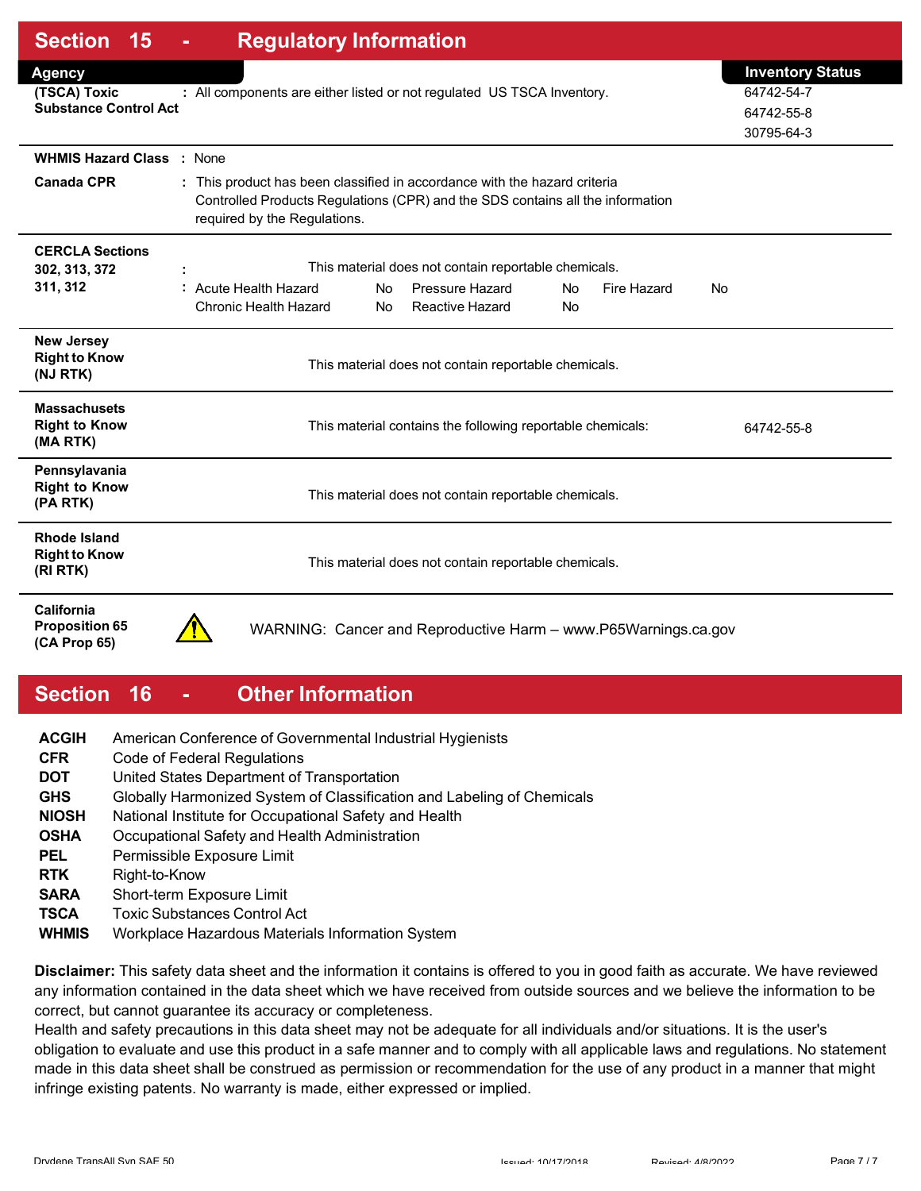## Section 15 - Regulatory Information

| Agency | | Inventory Status |
|---|---|---|
| (TSCA) Toxic Substance Control Act | : All components are either listed or not regulated US TSCA Inventory. | 64742-54-7<br>64742-55-8<br>30795-64-3 |
| WHMIS Hazard Class | : None | |
| Canada CPR | : This product has been classified in accordance with the hazard criteria Controlled Products Regulations (CPR) and the SDS contains all the information required by the Regulations. | |
| CERCLA Sections 302, 313, 372 | : This material does not contain reportable chemicals. | |
| 311, 312 | : Acute Health Hazard No; Pressure Hazard No; Fire Hazard No; Chronic Health Hazard No; Reactive Hazard No | |
| New Jersey Right to Know (NJ RTK) | This material does not contain reportable chemicals. | |
| Massachusets Right to Know (MA RTK) | This material contains the following reportable chemicals: | 64742-55-8 |
| Pennsylavania Right to Know (PA RTK) | This material does not contain reportable chemicals. | |
| Rhode Island Right to Know (RI RTK) | This material does not contain reportable chemicals. | |
| California Proposition 65 (CA Prop 65) | WARNING: Cancer and Reproductive Harm – www.P65Warnings.ca.gov | |

## Section 16 - Other Information

| | |
|---|---|
| **ACGIH** | American Conference of Governmental Industrial Hygienists |
| **CFR** | Code of Federal Regulations |
| **DOT** | United States Department of Transportation |
| **GHS** | Globally Harmonized System of Classification and Labeling of Chemicals |
| **NIOSH** | National Institute for Occupational Safety and Health |
| **OSHA** | Occupational Safety and Health Administration |
| **PEL** | Permissible Exposure Limit |
| **RTK** | Right-to-Know |
| **SARA** | Short-term Exposure Limit |
| **TSCA** | Toxic Substances Control Act |
| **WHMIS** | Workplace Hazardous Materials Information System |

**Disclaimer:** This safety data sheet and the information it contains is offered to you in good faith as accurate. We have reviewed any information contained in the data sheet which we have received from outside sources and we believe the information to be correct, but cannot guarantee its accuracy or completeness.
Health and safety precautions in this data sheet may not be adequate for all individuals and/or situations. It is the user's obligation to evaluate and use this product in a safe manner and to comply with all applicable laws and regulations. No statement made in this data sheet shall be construed as permission or recommendation for the use of any product in a manner that might infringe existing patents. No warranty is made, either expressed or implied.